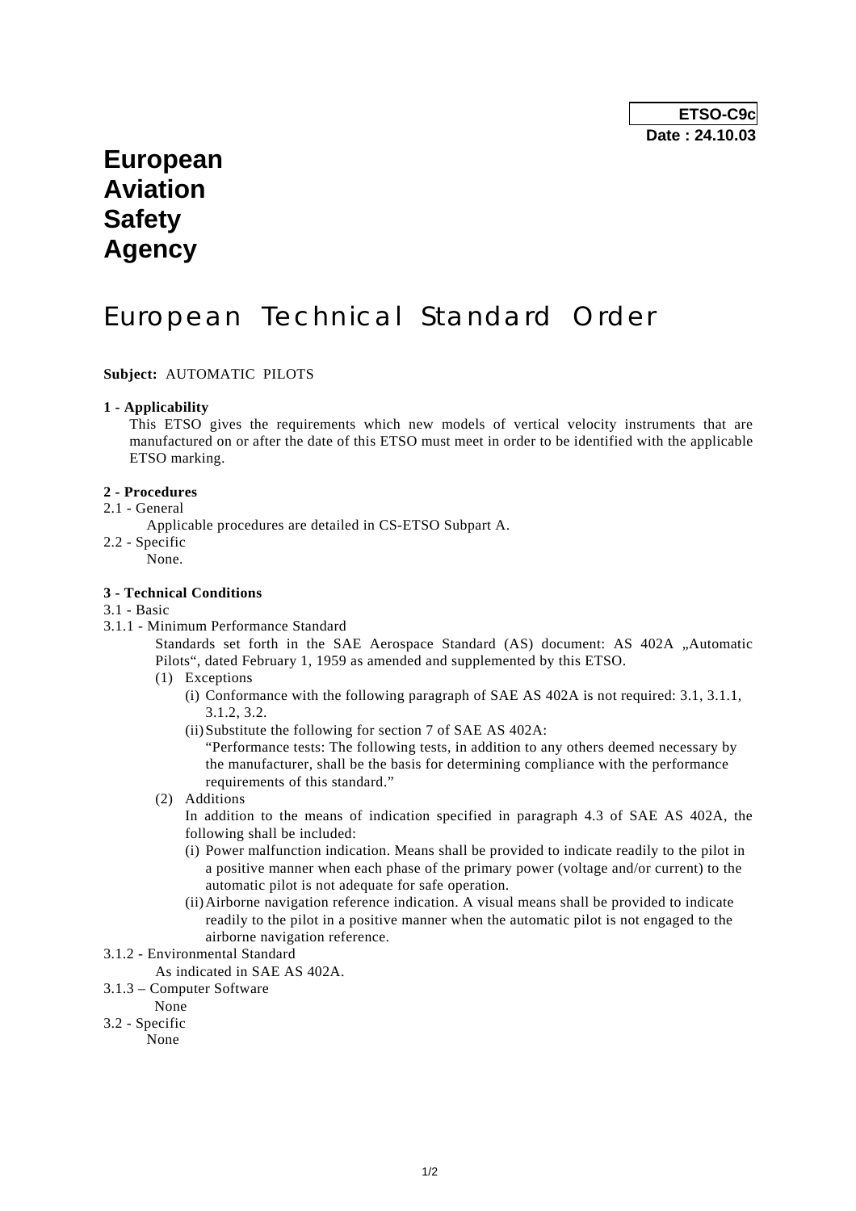**ETSO-C9c**
**Date : 24.10.03**

# European Aviation Safety Agency

# European Technical Standard Order

**Subject:** AUTOMATIC PILOTS

**1 - Applicability**

This ETSO gives the requirements which new models of vertical velocity instruments that are manufactured on or after the date of this ETSO must meet in order to be identified with the applicable ETSO marking.

**2 - Procedures**

2.1 - General

Applicable procedures are detailed in CS-ETSO Subpart A.

2.2 - Specific

None.

**3 - Technical Conditions**

3.1 - Basic

3.1.1 - Minimum Performance Standard

Standards set forth in the SAE Aerospace Standard (AS) document: AS 402A „Automatic Pilots", dated February 1, 1959 as amended and supplemented by this ETSO.

(1) Exceptions

(i) Conformance with the following paragraph of SAE AS 402A is not required: 3.1, 3.1.1, 3.1.2, 3.2.

(ii) Substitute the following for section 7 of SAE AS 402A:
"Performance tests: The following tests, in addition to any others deemed necessary by the manufacturer, shall be the basis for determining compliance with the performance requirements of this standard."

(2) Additions

In addition to the means of indication specified in paragraph 4.3 of SAE AS 402A, the following shall be included:

(i) Power malfunction indication. Means shall be provided to indicate readily to the pilot in a positive manner when each phase of the primary power (voltage and/or current) to the automatic pilot is not adequate for safe operation.

(ii) Airborne navigation reference indication. A visual means shall be provided to indicate readily to the pilot in a positive manner when the automatic pilot is not engaged to the airborne navigation reference.

3.1.2 - Environmental Standard

As indicated in SAE AS 402A.

3.1.3 – Computer Software

None

3.2 - Specific

None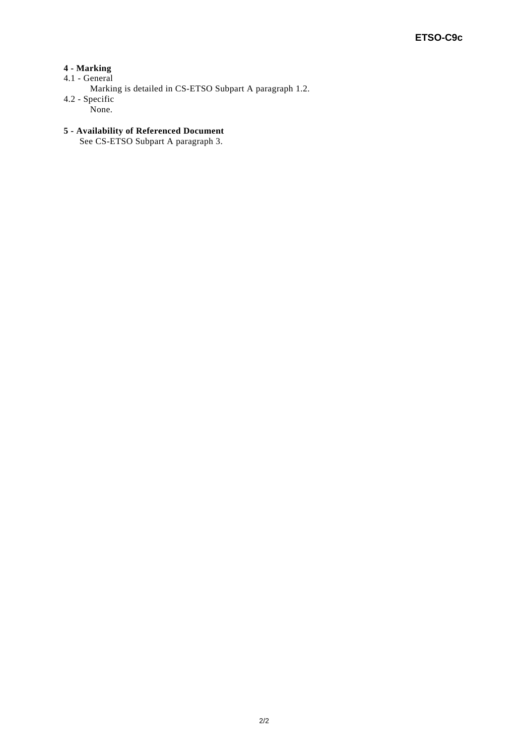## 4 - Marking

4.1 - General

Marking is detailed in CS-ETSO Subpart A paragraph 1.2.

4.2 - Specific

None.

## 5 - Availability of Referenced Document

See CS-ETSO Subpart A paragraph 3.